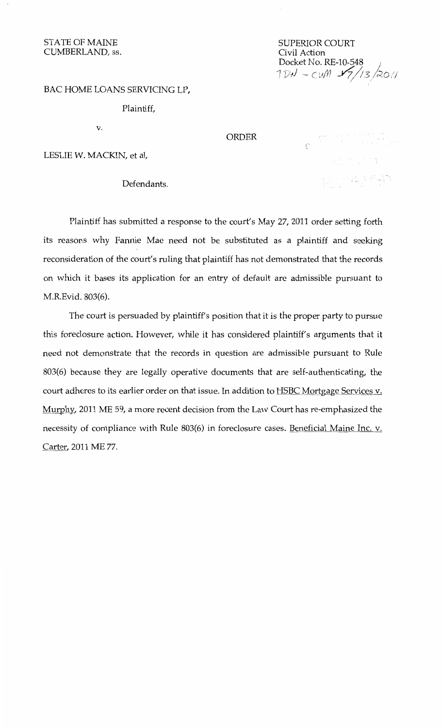STATE OF MAINE
CUMBERLAND, ss.

SUPERIOR COURT
Civil Action
Docket No. RE-10-548
TDW - CUM 7/13/2011

BAC HOME LOANS SERVICING LP,

Plaintiff,

v.

ORDER

LESLIE W. MACKIN, et al,

Defendants.

Plaintiff has submitted a response to the court's May 27, 2011 order setting forth its reasons why Fannie Mae need not be substituted as a plaintiff and seeking reconsideration of the court's ruling that plaintiff has not demonstrated that the records on which it bases its application for an entry of default are admissible pursuant to M.R.Evid. 803(6).

The court is persuaded by plaintiff's position that it is the proper party to pursue this foreclosure action. However, while it has considered plaintiff's arguments that it need not demonstrate that the records in question are admissible pursuant to Rule 803(6) because they are legally operative documents that are self-authenticating, the court adheres to its earlier order on that issue. In addition to HSBC Mortgage Services v. Murphy, 2011 ME 59, a more recent decision from the Law Court has re-emphasized the necessity of compliance with Rule 803(6) in foreclosure cases. Beneficial Maine Inc. v. Carter, 2011 ME 77.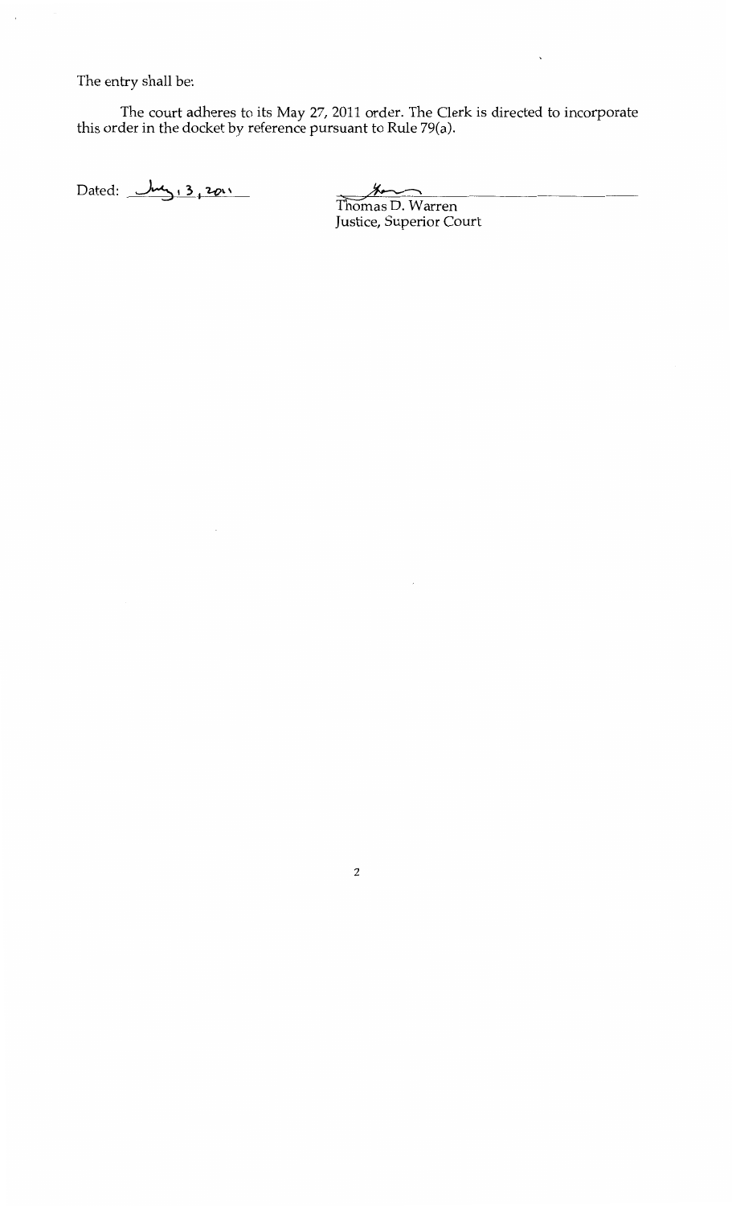The entry shall be:

The court adheres to its May 27, 2011 order. The Clerk is directed to incorporate this order in the docket by reference pursuant to Rule 79(a).

Dated: July 13, 2011

Thomas D. Warren
Justice, Superior Court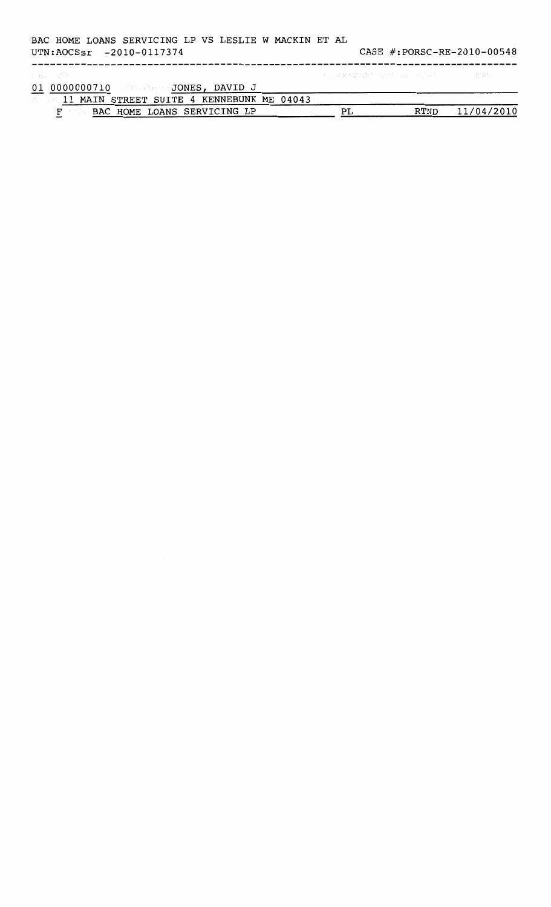BAC HOME LOANS SERVICING LP VS LESLIE W MACKIN ET AL
UTN:AOCSsr -2010-0117374 CASE #:PORSC-RE-2010-00548

---

01 0000000710 JONES, DAVID J

11 MAIN STREET SUITE 4 KENNEBUNK ME 04043

| | | | |
|---|---|---|---|
| F BAC HOME LOANS SERVICING LP | PL | RTND | 11/04/2010 |